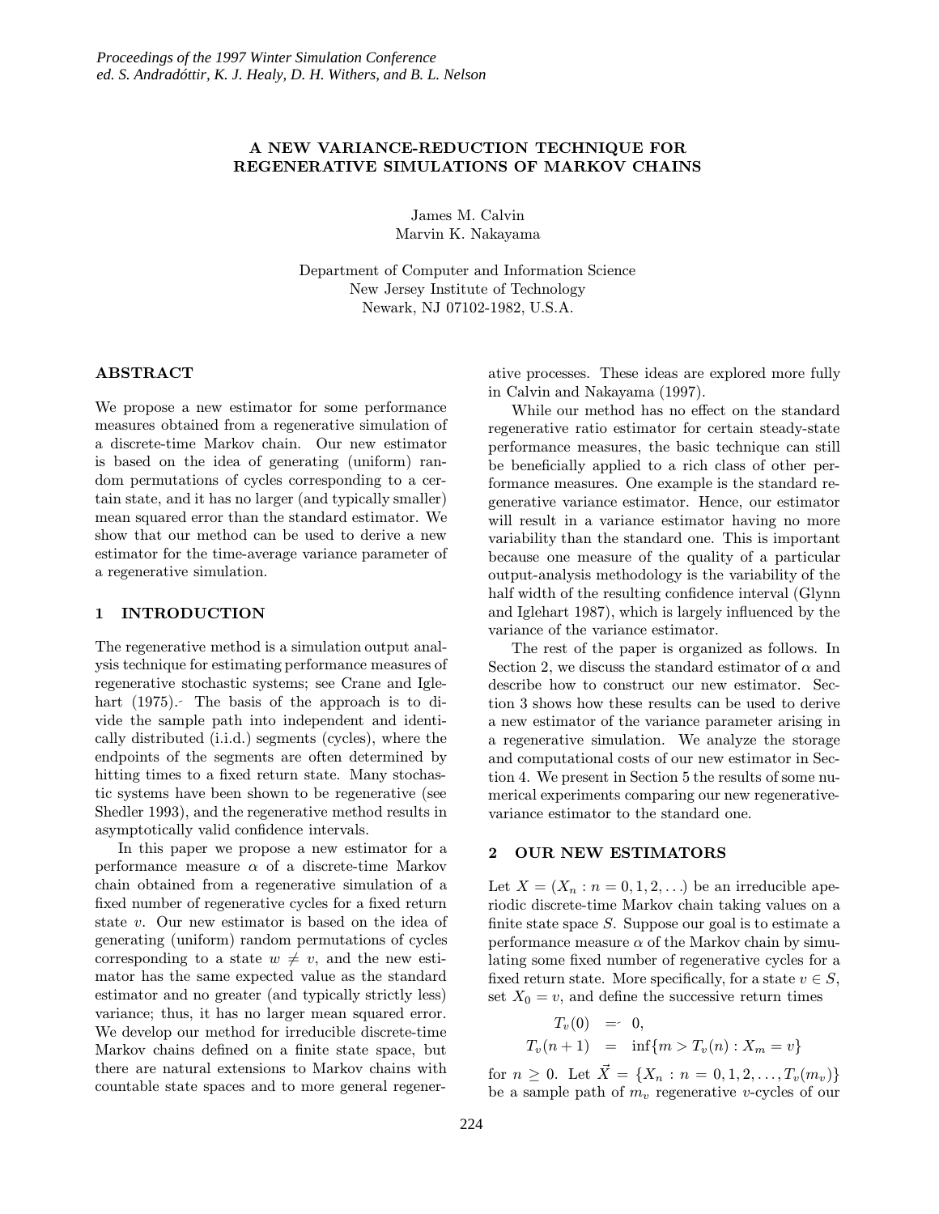# A NEW VARIANCE-REDUCTION TECHNIQUE FOR REGENERATIVE SIMULATIONS OF MARKOV CHAINS

James M. Calvin
Marvin K. Nakayama

Department of Computer and Information Science
New Jersey Institute of Technology
Newark, NJ 07102-1982, U.S.A.

## ABSTRACT

We propose a new estimator for some performance measures obtained from a regenerative simulation of a discrete-time Markov chain. Our new estimator is based on the idea of generating (uniform) random permutations of cycles corresponding to a certain state, and it has no larger (and typically smaller) mean squared error than the standard estimator. We show that our method can be used to derive a new estimator for the time-average variance parameter of a regenerative simulation.

## 1 INTRODUCTION

The regenerative method is a simulation output analysis technique for estimating performance measures of regenerative stochastic systems; see Crane and Iglehart (1975). The basis of the approach is to divide the sample path into independent and identically distributed (i.i.d.) segments (cycles), where the endpoints of the segments are often determined by hitting times to a fixed return state. Many stochastic systems have been shown to be regenerative (see Shedler 1993), and the regenerative method results in asymptotically valid confidence intervals.

In this paper we propose a new estimator for a performance measure $\alpha$ of a discrete-time Markov chain obtained from a regenerative simulation of a fixed number of regenerative cycles for a fixed return state $v$. Our new estimator is based on the idea of generating (uniform) random permutations of cycles corresponding to a state $w \neq v$, and the new estimator has the same expected value as the standard estimator and no greater (and typically strictly less) variance; thus, it has no larger mean squared error. We develop our method for irreducible discrete-time Markov chains defined on a finite state space, but there are natural extensions to Markov chains with countable state spaces and to more general regenerative processes. These ideas are explored more fully in Calvin and Nakayama (1997).

While our method has no effect on the standard regenerative ratio estimator for certain steady-state performance measures, the basic technique can still be beneficially applied to a rich class of other performance measures. One example is the standard regenerative variance estimator. Hence, our estimator will result in a variance estimator having no more variability than the standard one. This is important because one measure of the quality of a particular output-analysis methodology is the variability of the half width of the resulting confidence interval (Glynn and Iglehart 1987), which is largely influenced by the variance of the variance estimator.

The rest of the paper is organized as follows. In Section 2, we discuss the standard estimator of $\alpha$ and describe how to construct our new estimator. Section 3 shows how these results can be used to derive a new estimator of the variance parameter arising in a regenerative simulation. We analyze the storage and computational costs of our new estimator in Section 4. We present in Section 5 the results of some numerical experiments comparing our new regenerative-variance estimator to the standard one.

## 2 OUR NEW ESTIMATORS

Let $X = (X_n : n = 0, 1, 2, \ldots)$ be an irreducible aperiodic discrete-time Markov chain taking values on a finite state space $S$. Suppose our goal is to estimate a performance measure $\alpha$ of the Markov chain by simulating some fixed number of regenerative cycles for a fixed return state. More specifically, for a state $v \in S$, set $X_0 = v$, and define the successive return times

$$
\begin{aligned}
T_v(0) &= 0, \\
T_v(n+1) &= \inf\{m > T_v(n) : X_m = v\}
\end{aligned}
$$

for $n \geq 0$. Let $\vec{X} = \{X_n : n = 0, 1, 2, \ldots, T_v(m_v)\}$ be a sample path of $m_v$ regenerative $v$-cycles of our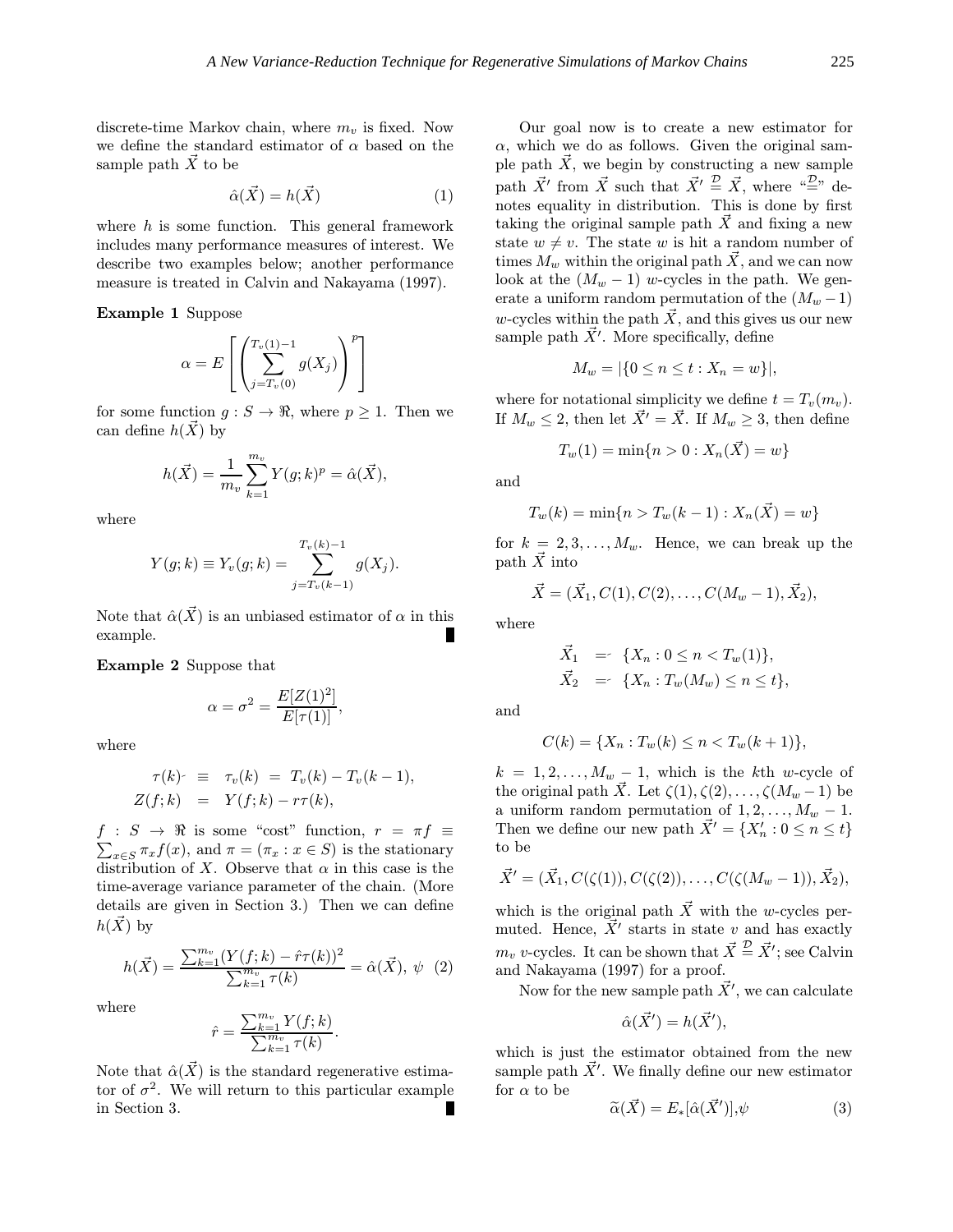discrete-time Markov chain, where $m_v$ is fixed. Now we define the standard estimator of $\alpha$ based on the sample path $\vec{X}$ to be

$$\hat{\alpha}(\vec{X}) = h(\vec{X}) \tag{1}$$

where $h$ is some function. This general framework includes many performance measures of interest. We describe two examples below; another performance measure is treated in Calvin and Nakayama (1997).

**Example 1** Suppose

$$\alpha = E\left[\left(\sum_{j=T_v(0)}^{T_v(1)-1} g(X_j)\right)^p\right]$$

for some function $g : S \to \Re$, where $p \geq 1$. Then we can define $h(\vec{X})$ by

$$h(\vec{X}) = \frac{1}{m_v}\sum_{k=1}^{m_v} Y(g;k)^p = \hat{\alpha}(\vec{X}),$$

where

$$Y(g;k) \equiv Y_v(g;k) = \sum_{j=T_v(k-1)}^{T_v(k)-1} g(X_j).$$

Note that $\hat{\alpha}(\vec{X})$ is an unbiased estimator of $\alpha$ in this example. ∎

**Example 2** Suppose that

$$\alpha = \sigma^2 = \frac{E[Z(1)^2]}{E[\tau(1)]},$$

where

$$\begin{aligned} \tau(k) &\equiv \tau_v(k) = T_v(k) - T_v(k-1), \\ Z(f;k) &= Y(f;k) - r\tau(k), \end{aligned}$$

$f : S \to \Re$ is some "cost" function, $r = \pi f \equiv \sum_{x\in S}\pi_x f(x)$, and $\pi = (\pi_x : x \in S)$ is the stationary distribution of $X$. Observe that $\alpha$ in this case is the time-average variance parameter of the chain. (More details are given in Section 3.) Then we can define $h(\vec{X})$ by

$$h(\vec{X}) = \frac{\sum_{k=1}^{m_v}(Y(f;k) - \hat{r}\tau(k))^2}{\sum_{k=1}^{m_v}\tau(k)} = \hat{\alpha}(\vec{X}), \tag{2}$$

where

$$\hat{r} = \frac{\sum_{k=1}^{m_v} Y(f;k)}{\sum_{k=1}^{m_v}\tau(k)}.$$

Note that $\hat{\alpha}(\vec{X})$ is the standard regenerative estimator of $\sigma^2$. We will return to this particular example in Section 3. ∎

Our goal now is to create a new estimator for $\alpha$, which we do as follows. Given the original sample path $\vec{X}$, we begin by constructing a new sample path $\vec{X}'$ from $\vec{X}$ such that $\vec{X}' \stackrel{\mathcal{D}}{=} \vec{X}$, where "$\stackrel{\mathcal{D}}{=}$" denotes equality in distribution. This is done by first taking the original sample path $\vec{X}$ and fixing a new state $w \neq v$. The state $w$ is hit a random number of times $M_w$ within the original path $\vec{X}$, and we can now look at the $(M_w - 1)$ $w$-cycles in the path. We generate a uniform random permutation of the $(M_w - 1)$ $w$-cycles within the path $\vec{X}$, and this gives us our new sample path $\vec{X}'$. More specifically, define

$$M_w = |\{0 \leq n \leq t : X_n = w\}|,$$

where for notational simplicity we define $t = T_v(m_v)$. If $M_w \leq 2$, then let $\vec{X}' = \vec{X}$. If $M_w \geq 3$, then define

$$T_w(1) = \min\{n > 0 : X_n(\vec{X}) = w\}$$

and

$$T_w(k) = \min\{n > T_w(k-1) : X_n(\vec{X}) = w\}$$

for $k = 2, 3, \ldots, M_w$. Hence, we can break up the path $\vec{X}$ into

$$\vec{X} = (\vec{X}_1, C(1), C(2), \ldots, C(M_w - 1), \vec{X}_2),$$

where

$$\begin{aligned} \vec{X}_1 &= \{X_n : 0 \leq n < T_w(1)\}, \\ \vec{X}_2 &= \{X_n : T_w(M_w) \leq n \leq t\}, \end{aligned}$$

and

$$C(k) = \{X_n : T_w(k) \leq n < T_w(k+1)\},$$

$k = 1, 2, \ldots, M_w - 1$, which is the $k$th $w$-cycle of the original path $\vec{X}$. Let $\zeta(1), \zeta(2), \ldots, \zeta(M_w - 1)$ be a uniform random permutation of $1, 2, \ldots, M_w - 1$. Then we define our new path $\vec{X}' = \{X'_n : 0 \leq n \leq t\}$ to be

$$\vec{X}' = (\vec{X}_1, C(\zeta(1)), C(\zeta(2)), \ldots, C(\zeta(M_w - 1)), \vec{X}_2),$$

which is the original path $\vec{X}$ with the $w$-cycles permuted. Hence, $\vec{X}'$ starts in state $v$ and has exactly $m_v$ $v$-cycles. It can be shown that $\vec{X} \stackrel{\mathcal{D}}{=} \vec{X}'$; see Calvin and Nakayama (1997) for a proof.

Now for the new sample path $\vec{X}'$, we can calculate

$$\hat{\alpha}(\vec{X}') = h(\vec{X}'),$$

which is just the estimator obtained from the new sample path $\vec{X}'$. We finally define our new estimator for $\alpha$ to be

$$\widetilde{\alpha}(\vec{X}) = E_*[\hat{\alpha}(\vec{X}')], \tag{3}$$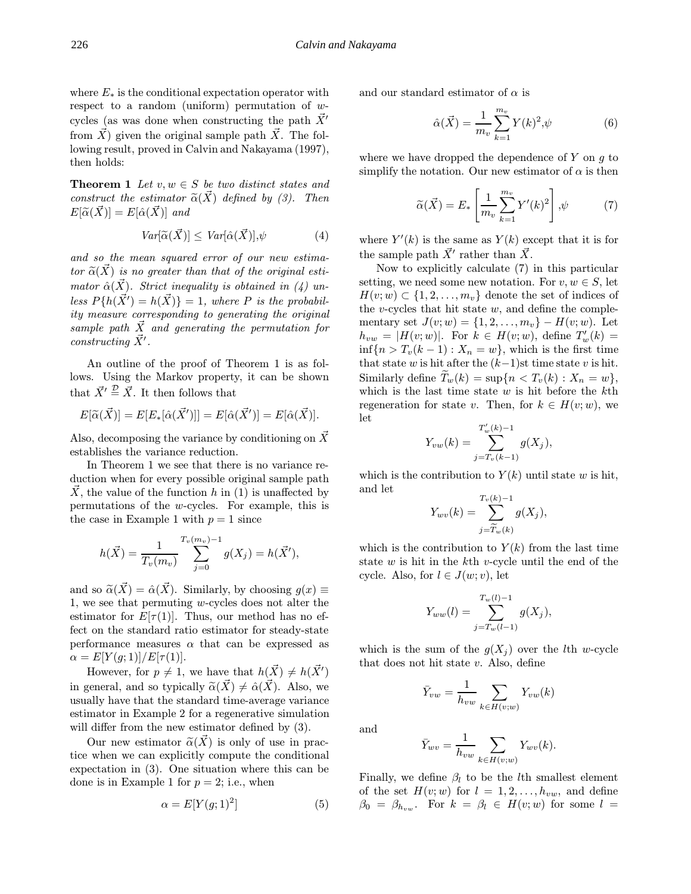where $E_*$ is the conditional expectation operator with respect to a random (uniform) permutation of $w$-cycles (as was done when constructing the path $\vec{X}'$ from $\vec{X}$) given the original sample path $\vec{X}$. The following result, proved in Calvin and Nakayama (1997), then holds:

**Theorem 1** *Let $v, w \in S$ be two distinct states and construct the estimator $\widetilde{\alpha}(\vec{X})$ defined by (3). Then $E[\widetilde{\alpha}(\vec{X})] = E[\hat{\alpha}(\vec{X})]$ and*

$$Var[\widetilde{\alpha}(\vec{X})] \leq Var[\hat{\alpha}(\vec{X})], \tag{4}$$

*and so the mean squared error of our new estimator $\widetilde{\alpha}(\vec{X})$ is no greater than that of the original estimator $\hat{\alpha}(\vec{X})$. Strict inequality is obtained in (4) unless $P\{h(\vec{X}') = h(\vec{X})\} = 1$, where $P$ is the probability measure corresponding to generating the original sample path $\vec{X}$ and generating the permutation for constructing $\vec{X}'$.*

An outline of the proof of Theorem 1 is as follows. Using the Markov property, it can be shown that $\vec{X}' \stackrel{\mathcal{D}}{=} \vec{X}$. It then follows that

$$E[\widetilde{\alpha}(\vec{X})] = E[E_*[\hat{\alpha}(\vec{X}')]] = E[\hat{\alpha}(\vec{X}')] = E[\hat{\alpha}(\vec{X})].$$

Also, decomposing the variance by conditioning on $\vec{X}$ establishes the variance reduction.

In Theorem 1 we see that there is no variance reduction when for every possible original sample path $\vec{X}$, the value of the function $h$ in (1) is unaffected by permutations of the $w$-cycles. For example, this is the case in Example 1 with $p = 1$ since

$$h(\vec{X}) = \frac{1}{T_v(m_v)} \sum_{j=0}^{T_v(m_v)-1} g(X_j) = h(\vec{X}'),$$

and so $\widetilde{\alpha}(\vec{X}) = \hat{\alpha}(\vec{X})$. Similarly, by choosing $g(x) \equiv 1$, we see that permuting $w$-cycles does not alter the estimator for $E[\tau(1)]$. Thus, our method has no effect on the standard ratio estimator for steady-state performance measures $\alpha$ that can be expressed as $\alpha = E[Y(g;1)]/E[\tau(1)]$.

However, for $p \neq 1$, we have that $h(\vec{X}) \neq h(\vec{X}')$ in general, and so typically $\widetilde{\alpha}(\vec{X}) \neq \hat{\alpha}(\vec{X})$. Also, we usually have that the standard time-average variance estimator in Example 2 for a regenerative simulation will differ from the new estimator defined by (3).

Our new estimator $\widetilde{\alpha}(\vec{X})$ is only of use in practice when we can explicitly compute the conditional expectation in (3). One situation where this can be done is in Example 1 for $p = 2$; i.e., when

$$\alpha = E[Y(g;1)^2] \tag{5}$$

and our standard estimator of $\alpha$ is

$$\hat{\alpha}(\vec{X}) = \frac{1}{m_v} \sum_{k=1}^{m_v} Y(k)^2, \tag{6}$$

where we have dropped the dependence of $Y$ on $g$ to simplify the notation. Our new estimator of $\alpha$ is then

$$\widetilde{\alpha}(\vec{X}) = E_* \left[ \frac{1}{m_v} \sum_{k=1}^{m_v} Y'(k)^2 \right], \tag{7}$$

where $Y'(k)$ is the same as $Y(k)$ except that it is for the sample path $\vec{X}'$ rather than $\vec{X}$.

Now to explicitly calculate (7) in this particular setting, we need some new notation. For $v, w \in S$, let $H(v;w) \subset \{1, 2, \ldots, m_v\}$ denote the set of indices of the $v$-cycles that hit state $w$, and define the complementary set $J(v;w) = \{1, 2, \ldots, m_v\} - H(v;w)$. Let $h_{vw} = |H(v;w)|$. For $k \in H(v;w)$, define $T_w'(k) = \inf\{n > T_v(k-1) : X_n = w\}$, which is the first time that state $w$ is hit after the $(k-1)$st time state $v$ is hit. Similarly define $\widetilde{T}_w(k) = \sup\{n < T_v(k) : X_n = w\}$, which is the last time state $w$ is hit before the $k$th regeneration for state $v$. Then, for $k \in H(v;w)$, we let

$$Y_{vw}(k) = \sum_{j=T_v(k-1)}^{T_w'(k)-1} g(X_j),$$

which is the contribution to $Y(k)$ until state $w$ is hit, and let

$$Y_{wv}(k) = \sum_{j=\widetilde{T}_w(k)}^{T_v(k)-1} g(X_j),$$

which is the contribution to $Y(k)$ from the last time state $w$ is hit in the $k$th $v$-cycle until the end of the cycle. Also, for $l \in J(w;v)$, let

$$Y_{ww}(l) = \sum_{j=T_w(l-1)}^{T_w(l)-1} g(X_j),$$

which is the sum of the $g(X_j)$ over the $l$th $w$-cycle that does not hit state $v$. Also, define

$$\bar{Y}_{vw} = \frac{1}{h_{vw}} \sum_{k \in H(v;w)} Y_{vw}(k)$$

and

$$\bar{Y}_{wv} = \frac{1}{h_{vw}} \sum_{k \in H(v;w)} Y_{wv}(k).$$

Finally, we define $\beta_l$ to be the $l$th smallest element of the set $H(v;w)$ for $l = 1, 2, \ldots, h_{vw}$, and define $\beta_0 = \beta_{h_{vw}}$. For $k = \beta_l \in H(v;w)$ for some $l =$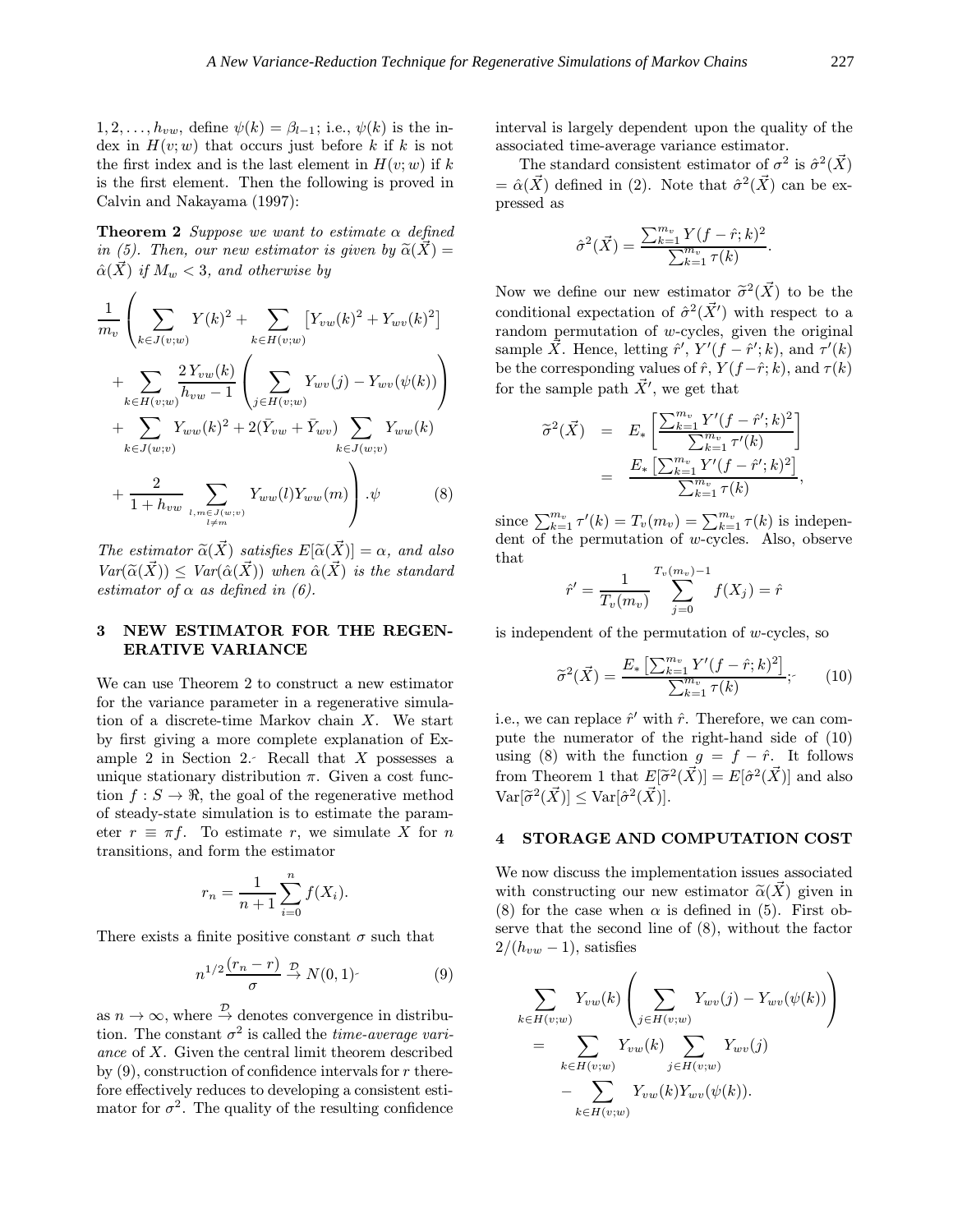$1, 2, \ldots, h_{vw}$, define $\psi(k) = \beta_{l-1}$; i.e., $\psi(k)$ is the index in $H(v; w)$ that occurs just before $k$ if $k$ is not the first index and is the last element in $H(v; w)$ if $k$ is the first element. Then the following is proved in Calvin and Nakayama (1997):

**Theorem 2** *Suppose we want to estimate $\alpha$ defined in (5). Then, our new estimator is given by $\widetilde{\alpha}(\vec{X}) = \hat{\alpha}(\vec{X})$ if $M_w < 3$, and otherwise by*

$$
\begin{aligned}
\frac{1}{m_v} \Bigg( & \sum_{k \in J(v;w)} Y(k)^2 + \sum_{k \in H(v;w)} \left[ Y_{vw}(k)^2 + Y_{wv}(k)^2 \right] \\
& + \sum_{k \in H(v;w)} \frac{2\, Y_{vw}(k)}{h_{vw} - 1} \left( \sum_{j \in H(v;w)} Y_{wv}(j) - Y_{wv}(\psi(k)) \right) \\
& + \sum_{k \in J(v;w)} Y_{ww}(k)^2 + 2(\bar{Y}_{vw} + \bar{Y}_{wv}) \sum_{k \in J(w;v)} Y_{ww}(k) \\
& + \frac{2}{1 + h_{vw}} \sum_{\substack{l, m \in J(w;v) \\ l \neq m}} Y_{ww}(l) Y_{ww}(m) \Bigg) . \psi \qquad (8)
\end{aligned}
$$

*The estimator $\widetilde{\alpha}(\vec{X})$ satisfies $E[\widetilde{\alpha}(\vec{X})] = \alpha$, and also $Var(\widetilde{\alpha}(\vec{X})) \leq Var(\hat{\alpha}(\vec{X}))$ when $\hat{\alpha}(\vec{X})$ is the standard estimator of $\alpha$ as defined in (6).*

## 3 NEW ESTIMATOR FOR THE REGENERATIVE VARIANCE

We can use Theorem 2 to construct a new estimator for the variance parameter in a regenerative simulation of a discrete-time Markov chain $X$. We start by first giving a more complete explanation of Example 2 in Section 2. Recall that $X$ possesses a unique stationary distribution $\pi$. Given a cost function $f : S \to \Re$, the goal of the regenerative method of steady-state simulation is to estimate the parameter $r \equiv \pi f$. To estimate $r$, we simulate $X$ for $n$ transitions, and form the estimator

$$
r_n = \frac{1}{n+1} \sum_{i=0}^{n} f(X_i).
$$

There exists a finite positive constant $\sigma$ such that

$$
n^{1/2} \frac{(r_n - r)}{\sigma} \xrightarrow{\mathcal{D}} N(0, 1) \qquad (9)
$$

as $n \to \infty$, where $\xrightarrow{\mathcal{D}}$ denotes convergence in distribution. The constant $\sigma^2$ is called the *time-average variance* of $X$. Given the central limit theorem described by (9), construction of confidence intervals for $r$ therefore effectively reduces to developing a consistent estimator for $\sigma^2$. The quality of the resulting confidence interval is largely dependent upon the quality of the associated time-average variance estimator.

The standard consistent estimator of $\sigma^2$ is $\hat{\sigma}^2(\vec{X}) = \hat{\alpha}(\vec{X})$ defined in (2). Note that $\hat{\sigma}^2(\vec{X})$ can be expressed as

$$
\hat{\sigma}^2(\vec{X}) = \frac{\sum_{k=1}^{m_v} Y(f - \hat{r}; k)^2}{\sum_{k=1}^{m_v} \tau(k)}.
$$

Now we define our new estimator $\widetilde{\sigma}^2(\vec{X})$ to be the conditional expectation of $\hat{\sigma}^2(\vec{X}')$ with respect to a random permutation of $w$-cycles, given the original sample $\vec{X}$. Hence, letting $\hat{r}'$, $Y'(f - \hat{r}'; k)$, and $\tau'(k)$ be the corresponding values of $\hat{r}$, $Y(f - \hat{r}; k)$, and $\tau(k)$ for the sample path $\vec{X}'$, we get that

$$
\begin{aligned}
\widetilde{\sigma}^2(\vec{X}) &= E_* \left[ \frac{\sum_{k=1}^{m_v} Y'(f - \hat{r}'; k)^2}{\sum_{k=1}^{m_v} \tau'(k)} \right] \\
&= \frac{E_* \left[ \sum_{k=1}^{m_v} Y'(f - \hat{r}'; k)^2 \right]}{\sum_{k=1}^{m_v} \tau(k)},
\end{aligned}
$$

since $\sum_{k=1}^{m_v} \tau'(k) = T_v(m_v) = \sum_{k=1}^{m_v} \tau(k)$ is independent of the permutation of $w$-cycles. Also, observe that

$$
\hat{r}' = \frac{1}{T_v(m_v)} \sum_{j=0}^{T_v(m_v)-1} f(X_j) = \hat{r}
$$

is independent of the permutation of $w$-cycles, so

$$
\widetilde{\sigma}^2(\vec{X}) = \frac{E_* \left[ \sum_{k=1}^{m_v} Y'(f - \hat{r}; k)^2 \right]}{\sum_{k=1}^{m_v} \tau(k)}; \qquad (10)
$$

i.e., we can replace $\hat{r}'$ with $\hat{r}$. Therefore, we can compute the numerator of the right-hand side of (10) using (8) with the function $g = f - \hat{r}$. It follows from Theorem 1 that $E[\widetilde{\sigma}^2(\vec{X})] = E[\hat{\sigma}^2(\vec{X})]$ and also $\mathrm{Var}[\widetilde{\sigma}^2(\vec{X})] \leq \mathrm{Var}[\hat{\sigma}^2(\vec{X})]$.

## 4 STORAGE AND COMPUTATION COST

We now discuss the implementation issues associated with constructing our new estimator $\widetilde{\alpha}(\vec{X})$ given in (8) for the case when $\alpha$ is defined in (5). First observe that the second line of (8), without the factor $2/(h_{vw} - 1)$, satisfies

$$
\begin{aligned}
& \sum_{k \in H(v;w)} Y_{vw}(k) \left( \sum_{j \in H(v;w)} Y_{wv}(j) - Y_{wv}(\psi(k)) \right) \\
&= \sum_{k \in H(v;w)} Y_{vw}(k) \sum_{j \in H(v;w)} Y_{wv}(j) \\
&\quad - \sum_{k \in H(v;w)} Y_{vw}(k) Y_{wv}(\psi(k)).
\end{aligned}
$$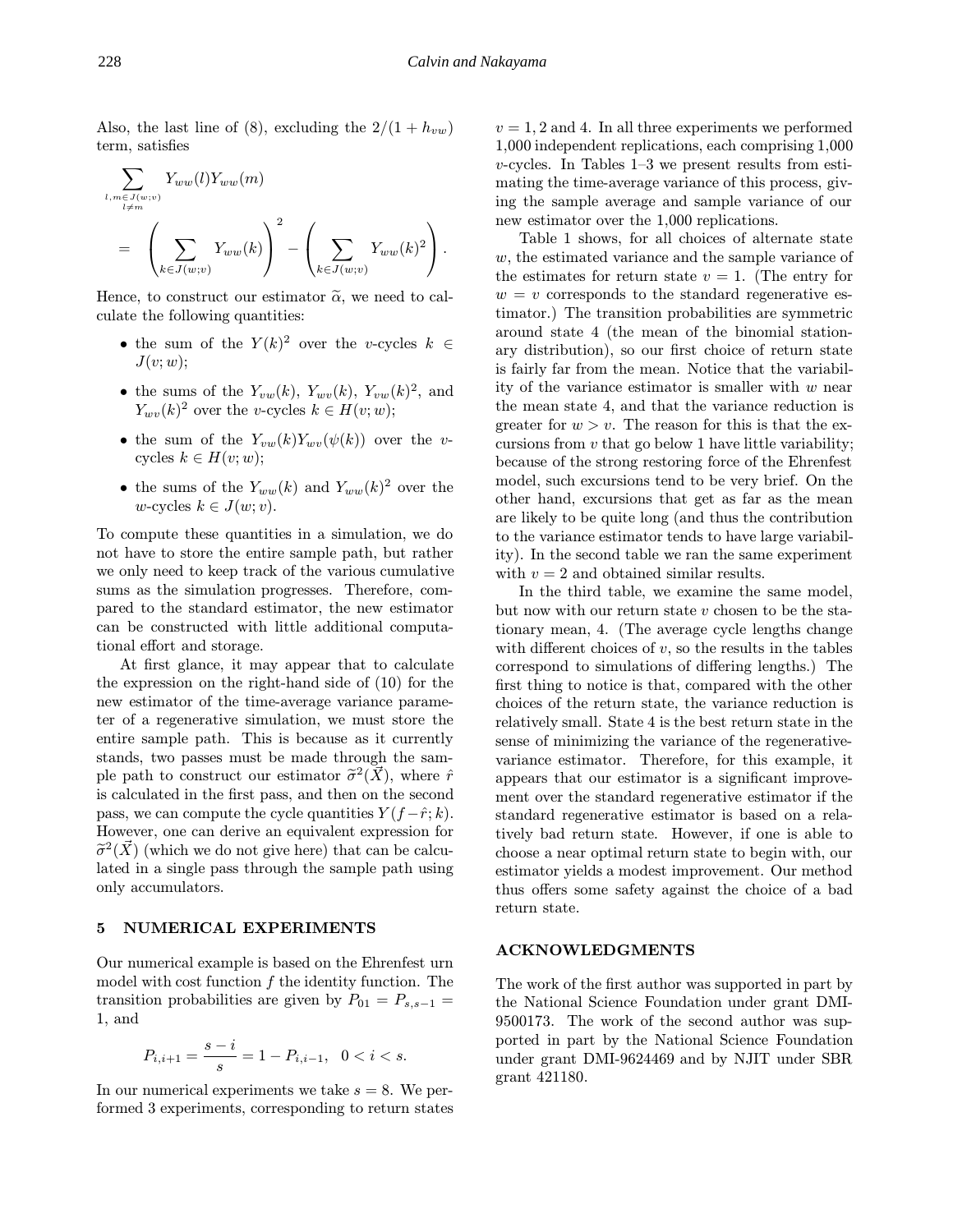Also, the last line of (8), excluding the $2/(1+h_{vw})$ term, satisfies

$$\sum_{\substack{l,m\in J(w;v)\\ l\neq m}} Y_{ww}(l)Y_{ww}(m)$$

$$= \left(\sum_{k\in J(w;v)} Y_{ww}(k)\right)^2 - \left(\sum_{k\in J(w;v)} Y_{ww}(k)^2\right).$$

Hence, to construct our estimator $\widetilde{\alpha}$, we need to calculate the following quantities:

- the sum of the $Y(k)^2$ over the $v$-cycles $k \in J(v;w)$;
- the sums of the $Y_{vw}(k)$, $Y_{wv}(k)$, $Y_{vw}(k)^2$, and $Y_{wv}(k)^2$ over the $v$-cycles $k \in H(v;w)$;
- the sum of the $Y_{vw}(k)Y_{wv}(\psi(k))$ over the $v$-cycles $k \in H(v;w)$;
- the sums of the $Y_{ww}(k)$ and $Y_{ww}(k)^2$ over the $w$-cycles $k \in J(w;v)$.

To compute these quantities in a simulation, we do not have to store the entire sample path, but rather we only need to keep track of the various cumulative sums as the simulation progresses. Therefore, compared to the standard estimator, the new estimator can be constructed with little additional computational effort and storage.

At first glance, it may appear that to calculate the expression on the right-hand side of (10) for the new estimator of the time-average variance parameter of a regenerative simulation, we must store the entire sample path. This is because as it currently stands, two passes must be made through the sample path to construct our estimator $\widetilde{\sigma}^2(\vec{X})$, where $\hat{r}$ is calculated in the first pass, and then on the second pass, we can compute the cycle quantities $Y(f-\hat{r};k)$. However, one can derive an equivalent expression for $\widetilde{\sigma}^2(\vec{X})$ (which we do not give here) that can be calculated in a single pass through the sample path using only accumulators.

## 5 NUMERICAL EXPERIMENTS

Our numerical example is based on the Ehrenfest urn model with cost function $f$ the identity function. The transition probabilities are given by $P_{01} = P_{s,s-1} = 1$, and

$$P_{i,i+1} = \frac{s-i}{s} = 1 - P_{i,i-1}, \quad 0 < i < s.$$

In our numerical experiments we take $s = 8$. We performed 3 experiments, corresponding to return states $v = 1, 2$ and 4. In all three experiments we performed 1,000 independent replications, each comprising 1,000 $v$-cycles. In Tables 1–3 we present results from estimating the time-average variance of this process, giving the sample average and sample variance of our new estimator over the 1,000 replications.

Table 1 shows, for all choices of alternate state $w$, the estimated variance and the sample variance of the estimates for return state $v = 1$. (The entry for $w = v$ corresponds to the standard regenerative estimator.) The transition probabilities are symmetric around state 4 (the mean of the binomial stationary distribution), so our first choice of return state is fairly far from the mean. Notice that the variability of the variance estimator is smaller with $w$ near the mean state 4, and that the variance reduction is greater for $w > v$. The reason for this is that the excursions from $v$ that go below 1 have little variability; because of the strong restoring force of the Ehrenfest model, such excursions tend to be very brief. On the other hand, excursions that get as far as the mean are likely to be quite long (and thus the contribution to the variance estimator tends to have large variability). In the second table we ran the same experiment with $v = 2$ and obtained similar results.

In the third table, we examine the same model, but now with our return state $v$ chosen to be the stationary mean, 4. (The average cycle lengths change with different choices of $v$, so the results in the tables correspond to simulations of differing lengths.) The first thing to notice is that, compared with the other choices of the return state, the variance reduction is relatively small. State 4 is the best return state in the sense of minimizing the variance of the regenerative-variance estimator. Therefore, for this example, it appears that our estimator is a significant improvement over the standard regenerative estimator if the standard regenerative estimator is based on a relatively bad return state. However, if one is able to choose a near optimal return state to begin with, our estimator yields a modest improvement. Our method thus offers some safety against the choice of a bad return state.

## ACKNOWLEDGMENTS

The work of the first author was supported in part by the National Science Foundation under grant DMI-9500173. The work of the second author was supported in part by the National Science Foundation under grant DMI-9624469 and by NJIT under SBR grant 421180.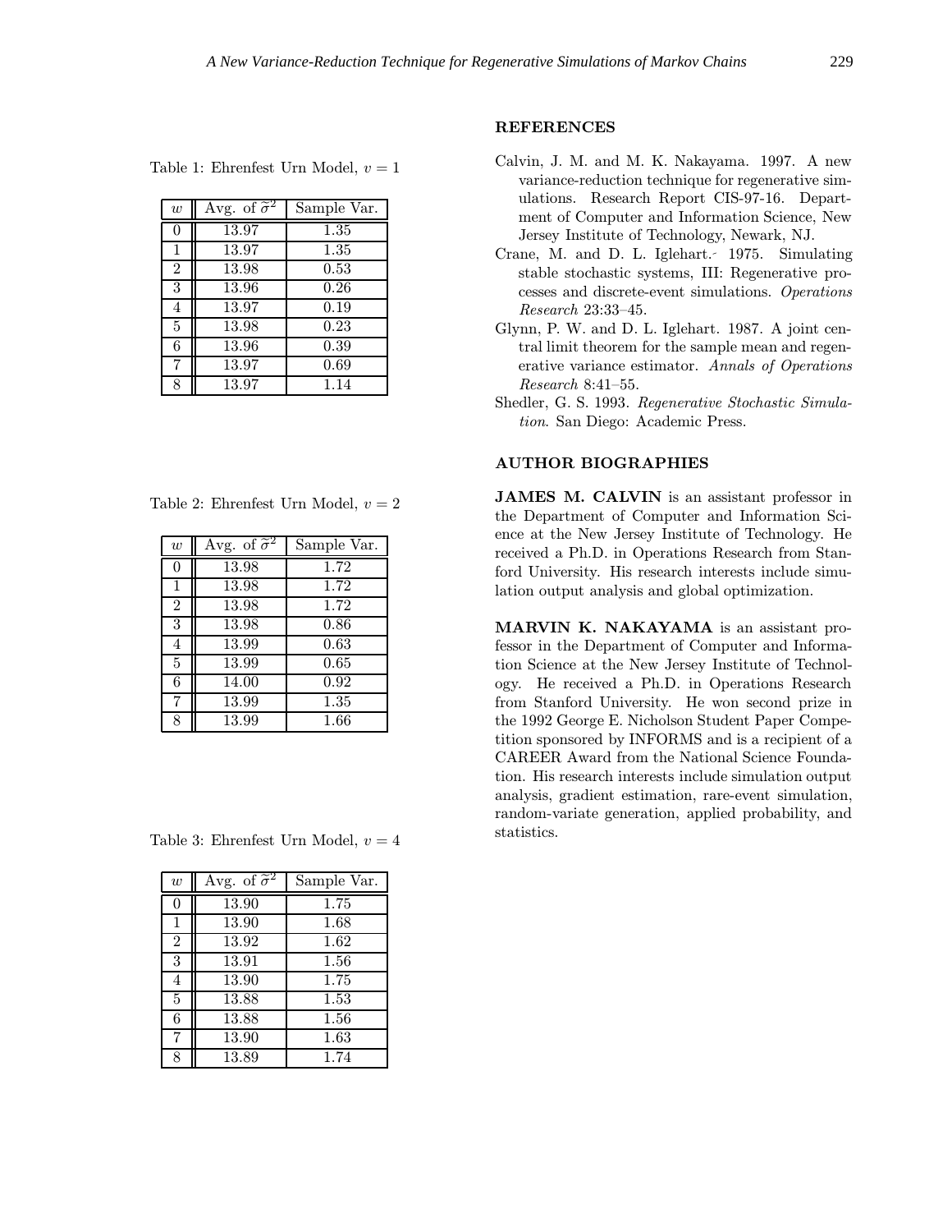Table 1: Ehrenfest Urn Model, $v = 1$

| $w$ | Avg. of $\widetilde{\sigma}^2$ | Sample Var. |
|---|---|---|
| 0 | 13.97 | 1.35 |
| 1 | 13.97 | 1.35 |
| 2 | 13.98 | 0.53 |
| 3 | 13.96 | 0.26 |
| 4 | 13.97 | 0.19 |
| 5 | 13.98 | 0.23 |
| 6 | 13.96 | 0.39 |
| 7 | 13.97 | 0.69 |
| 8 | 13.97 | 1.14 |

Table 2: Ehrenfest Urn Model, $v = 2$

| $w$ | Avg. of $\widetilde{\sigma}^2$ | Sample Var. |
|---|---|---|
| 0 | 13.98 | 1.72 |
| 1 | 13.98 | 1.72 |
| 2 | 13.98 | 1.72 |
| 3 | 13.98 | 0.86 |
| 4 | 13.99 | 0.63 |
| 5 | 13.99 | 0.65 |
| 6 | 14.00 | 0.92 |
| 7 | 13.99 | 1.35 |
| 8 | 13.99 | 1.66 |

Table 3: Ehrenfest Urn Model, $v = 4$

| $w$ | Avg. of $\widetilde{\sigma}^2$ | Sample Var. |
|---|---|---|
| 0 | 13.90 | 1.75 |
| 1 | 13.90 | 1.68 |
| 2 | 13.92 | 1.62 |
| 3 | 13.91 | 1.56 |
| 4 | 13.90 | 1.75 |
| 5 | 13.88 | 1.53 |
| 6 | 13.88 | 1.56 |
| 7 | 13.90 | 1.63 |
| 8 | 13.89 | 1.74 |

## REFERENCES

Calvin, J. M. and M. K. Nakayama. 1997. A new variance-reduction technique for regenerative simulations. Research Report CIS-97-16. Department of Computer and Information Science, New Jersey Institute of Technology, Newark, NJ.

Crane, M. and D. L. Iglehart. 1975. Simulating stable stochastic systems, III: Regenerative processes and discrete-event simulations. *Operations Research* 23:33–45.

Glynn, P. W. and D. L. Iglehart. 1987. A joint central limit theorem for the sample mean and regenerative variance estimator. *Annals of Operations Research* 8:41–55.

Shedler, G. S. 1993. *Regenerative Stochastic Simulation*. San Diego: Academic Press.

## AUTHOR BIOGRAPHIES

**JAMES M. CALVIN** is an assistant professor in the Department of Computer and Information Science at the New Jersey Institute of Technology. He received a Ph.D. in Operations Research from Stanford University. His research interests include simulation output analysis and global optimization.

**MARVIN K. NAKAYAMA** is an assistant professor in the Department of Computer and Information Science at the New Jersey Institute of Technology. He received a Ph.D. in Operations Research from Stanford University. He won second prize in the 1992 George E. Nicholson Student Paper Competition sponsored by INFORMS and is a recipient of a CAREER Award from the National Science Foundation. His research interests include simulation output analysis, gradient estimation, rare-event simulation, random-variate generation, applied probability, and statistics.